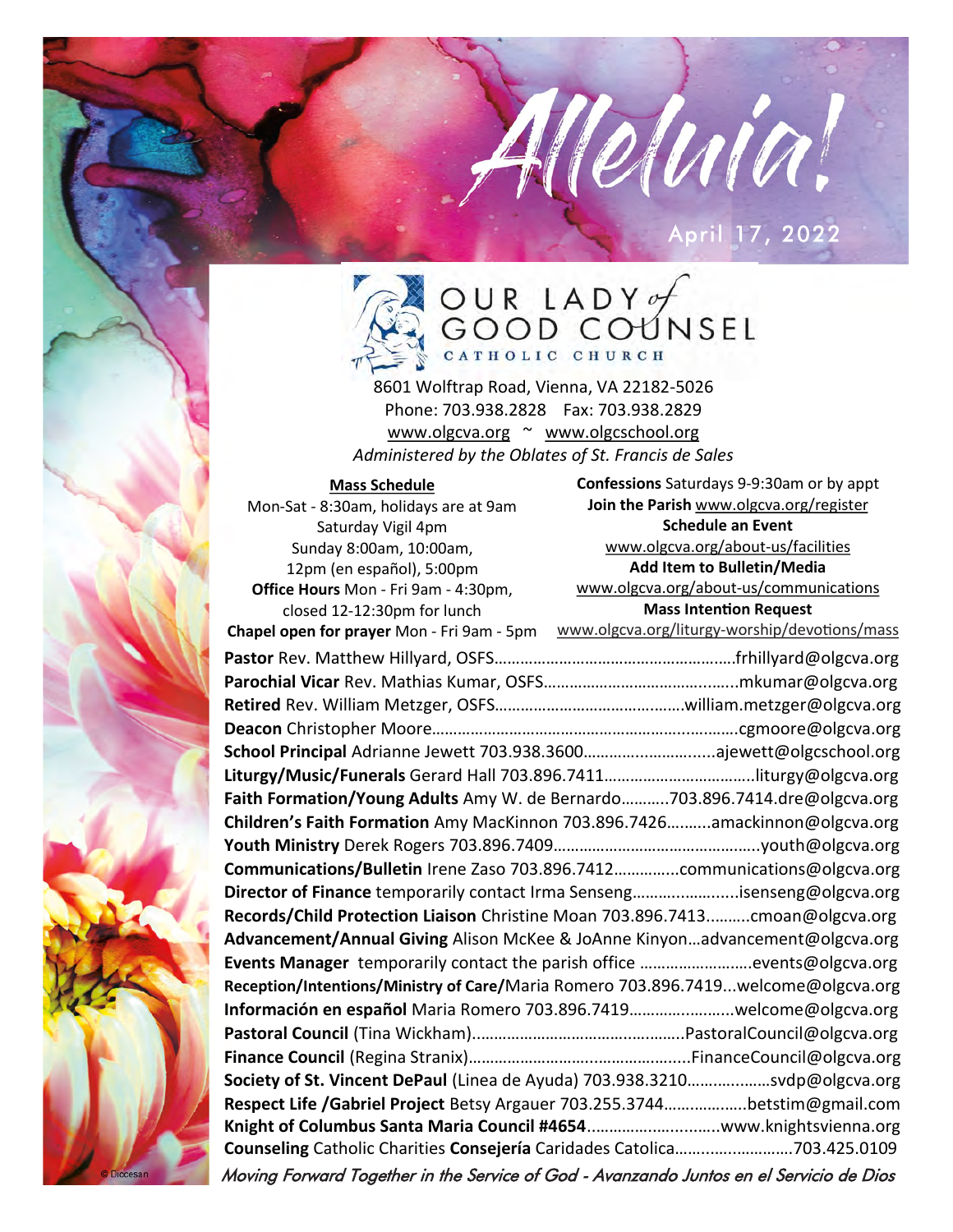# Alleluia!

April 17, 2022

# OUR LADY of GOOD COUNSEL
CATHOLIC CHURCH

8601 Wolftrap Road, Vienna, VA 22182-5026
Phone: 703.938.2828 Fax: 703.938.2829
www.olgcva.org ~ www.olgcschool.org
*Administered by the Oblates of St. Francis de Sales*

**Mass Schedule**
Mon-Sat - 8:30am, holidays are at 9am
Saturday Vigil 4pm
Sunday 8:00am, 10:00am,
12pm (en español), 5:00pm
**Office Hours** Mon - Fri 9am - 4:30pm, closed 12-12:30pm for lunch
**Chapel open for prayer** Mon - Fri 9am - 5pm

**Confessions** Saturdays 9-9:30am or by appt
**Join the Parish** www.olgcva.org/register
**Schedule an Event**
www.olgcva.org/about-us/facilities
**Add Item to Bulletin/Media**
www.olgcva.org/about-us/communications
**Mass Intention Request**
www.olgcva.org/liturgy-worship/devotions/mass

**Pastor** Rev. Matthew Hillyard, OSFS……………frhillyard@olgcva.org
**Parochial Vicar** Rev. Mathias Kumar, OSFS……………mkumar@olgcva.org
**Retired** Rev. William Metzger, OSFS……………william.metzger@olgcva.org
**Deacon** Christopher Moore……………cgmoore@olgcva.org
**School Principal** Adrianne Jewett 703.938.3600……………ajewett@olgcschool.org
**Liturgy/Music/Funerals** Gerard Hall 703.896.7411……………liturgy@olgcva.org
**Faith Formation/Young Adults** Amy W. de Bernardo………..703.896.7414.dre@olgcva.org
**Children's Faith Formation** Amy MacKinnon 703.896.7426……….amackinnon@olgcva.org
**Youth Ministry** Derek Rogers 703.896.7409……………youth@olgcva.org
**Communications/Bulletin** Irene Zaso 703.896.7412……………communications@olgcva.org
**Director of Finance** temporarily contact Irma Senseng……………isenseng@olgcva.org
**Records/Child Protection Liaison** Christine Moan 703.896.7413……….cmoan@olgcva.org
**Advancement/Annual Giving** Alison McKee & JoAnne Kinyon…advancement@olgcva.org
**Events Manager** temporarily contact the parish office ……………events@olgcva.org
**Reception/Intentions/Ministry of Care/**Maria Romero 703.896.7419...welcome@olgcva.org
**Información en español** Maria Romero 703.896.7419……………welcome@olgcva.org
**Pastoral Council** (Tina Wickham)……………PastoralCouncil@olgcva.org
**Finance Council** (Regina Stranix)……………FinanceCouncil@olgcva.org
**Society of St. Vincent DePaul** (Linea de Ayuda) 703.938.3210……………svdp@olgcva.org
**Respect Life /Gabriel Project** Betsy Argauer 703.255.3744……………betstim@gmail.com
**Knight of Columbus Santa Maria Council #4654**……………www.knightsvienna.org
**Counseling** Catholic Charities **Consejería** Caridades Catolica……………703.425.0109

*Moving Forward Together in the Service of God - Avanzando Juntos en el Servicio de Dios*

© Diocesan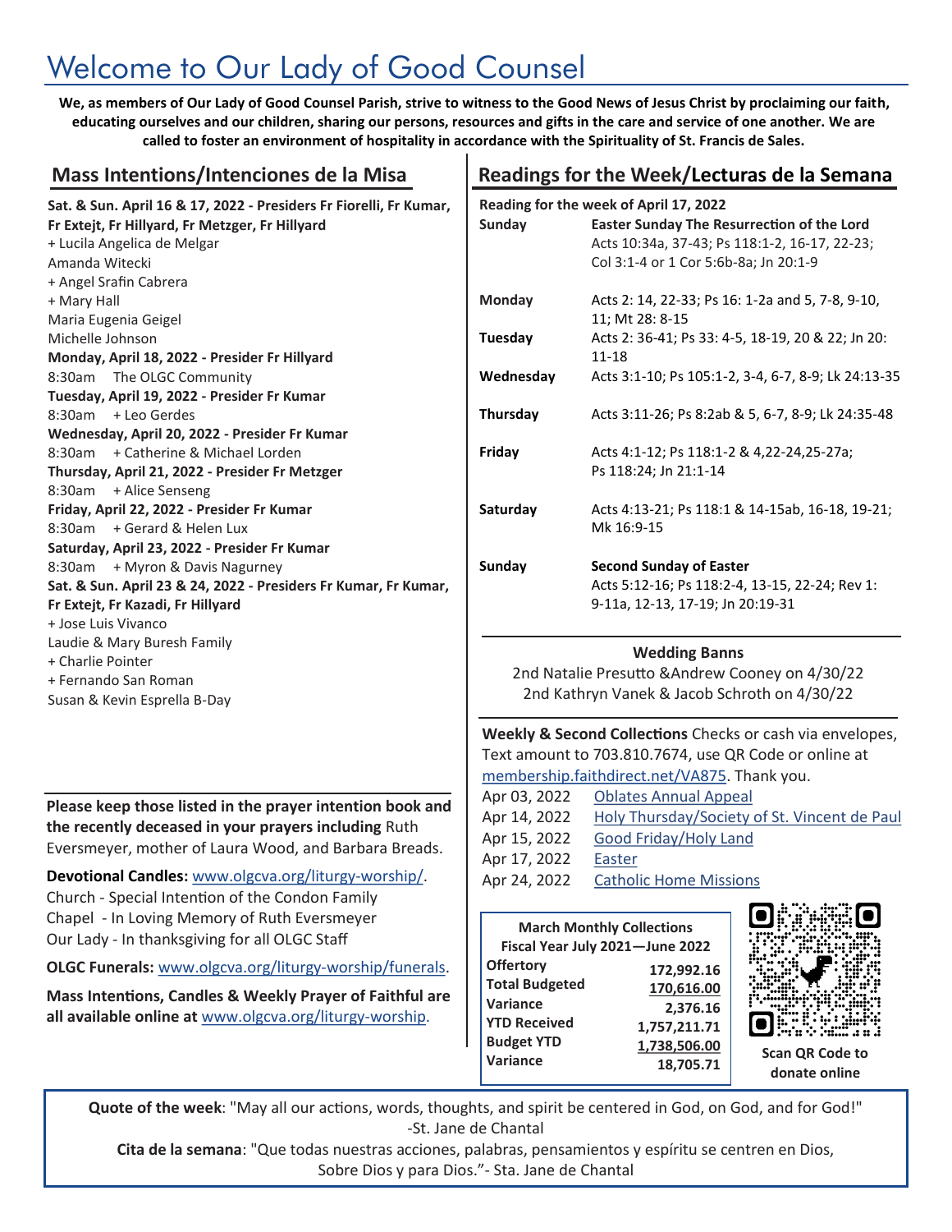# Welcome to Our Lady of Good Counsel

**We, as members of Our Lady of Good Counsel Parish, strive to witness to the Good News of Jesus Christ by proclaiming our faith, educating ourselves and our children, sharing our persons, resources and gifts in the care and service of one another. We are called to foster an environment of hospitality in accordance with the Spirituality of St. Francis de Sales.**

## Mass Intentions/Intenciones de la Misa

**Sat. & Sun. April 16 & 17, 2022 - Presiders Fr Fiorelli, Fr Kumar, Fr Extejt, Fr Hillyard, Fr Metzger, Fr Hillyard**
+ Lucila Angelica de Melgar
Amanda Witecki
+ Angel Srafin Cabrera
+ Mary Hall
Maria Eugenia Geigel
Michelle Johnson

**Monday, April 18, 2022 - Presider Fr Hillyard**
8:30am The OLGC Community

**Tuesday, April 19, 2022 - Presider Fr Kumar**
8:30am + Leo Gerdes

**Wednesday, April 20, 2022 - Presider Fr Kumar**
8:30am + Catherine & Michael Lorden

**Thursday, April 21, 2022 - Presider Fr Metzger**
8:30am + Alice Senseng

**Friday, April 22, 2022 - Presider Fr Kumar**
8:30am + Gerard & Helen Lux

**Saturday, April 23, 2022 - Presider Fr Kumar**
8:30am + Myron & Davis Nagurney

**Sat. & Sun. April 23 & 24, 2022 - Presiders Fr Kumar, Fr Kumar, Fr Extejt, Fr Kazadi, Fr Hillyard**
+ Jose Luis Vivanco
Laudie & Mary Buresh Family
+ Charlie Pointer
+ Fernando San Roman
Susan & Kevin Esprella B-Day

**Please keep those listed in the prayer intention book and the recently deceased in your prayers including** Ruth Eversmeyer, mother of Laura Wood, and Barbara Breads.

**Devotional Candles:** www.olgcva.org/liturgy-worship/.
Church - Special Intention of the Condon Family
Chapel - In Loving Memory of Ruth Eversmeyer
Our Lady - In thanksgiving for all OLGC Staff

**OLGC Funerals:** www.olgcva.org/liturgy-worship/funerals.

**Mass Intentions, Candles & Weekly Prayer of Faithful are all available online at** www.olgcva.org/liturgy-worship.

## Readings for the Week/Lecturas de la Semana

**Reading for the week of April 17, 2022**

| | |
|---|---|
| **Sunday** | **Easter Sunday The Resurrection of the Lord** Acts 10:34a, 37-43; Ps 118:1-2, 16-17, 22-23; Col 3:1-4 or 1 Cor 5:6b-8a; Jn 20:1-9 |
| **Monday** | Acts 2: 14, 22-33; Ps 16: 1-2a and 5, 7-8, 9-10, 11; Mt 28: 8-15 |
| **Tuesday** | Acts 2: 36-41; Ps 33: 4-5, 18-19, 20 & 22; Jn 20: 11-18 |
| **Wednesday** | Acts 3:1-10; Ps 105:1-2, 3-4, 6-7, 8-9; Lk 24:13-35 |
| **Thursday** | Acts 3:11-26; Ps 8:2ab & 5, 6-7, 8-9; Lk 24:35-48 |
| **Friday** | Acts 4:1-12; Ps 118:1-2 & 4,22-24,25-27a; Ps 118:24; Jn 21:1-14 |
| **Saturday** | Acts 4:13-21; Ps 118:1 & 14-15ab, 16-18, 19-21; Mk 16:9-15 |
| **Sunday** | **Second Sunday of Easter** Acts 5:12-16; Ps 118:2-4, 13-15, 22-24; Rev 1: 9-11a, 12-13, 17-19; Jn 20:19-31 |

**Wedding Banns**

2nd Natalie Presutto &Andrew Cooney on 4/30/22
2nd Kathryn Vanek & Jacob Schroth on 4/30/22

**Weekly & Second Collections** Checks or cash via envelopes, Text amount to 703.810.7674, use QR Code or online at membership.faithdirect.net/VA875. Thank you.

| | |
|---|---|
| Apr 03, 2022 | Oblates Annual Appeal |
| Apr 14, 2022 | Holy Thursday/Society of St. Vincent de Paul |
| Apr 15, 2022 | Good Friday/Holy Land |
| Apr 17, 2022 | Easter |
| Apr 24, 2022 | Catholic Home Missions |

**March Monthly Collections**
**Fiscal Year July 2021—June 2022**

| | |
|---|---|
| **Offertory** | 172,992.16 |
| **Total Budgeted** | 170,616.00 |
| **Variance** | 2,376.16 |
| **YTD Received** | 1,757,211.71 |
| **Budget YTD** | 1,738,506.00 |
| **Variance** | 18,705.71 |

**Scan QR Code to donate online**

**Quote of the week**: "May all our actions, words, thoughts, and spirit be centered in God, on God, and for God!" -St. Jane de Chantal

**Cita de la semana**: "Que todas nuestras acciones, palabras, pensamientos y espíritu se centren en Dios, Sobre Dios y para Dios."- Sta. Jane de Chantal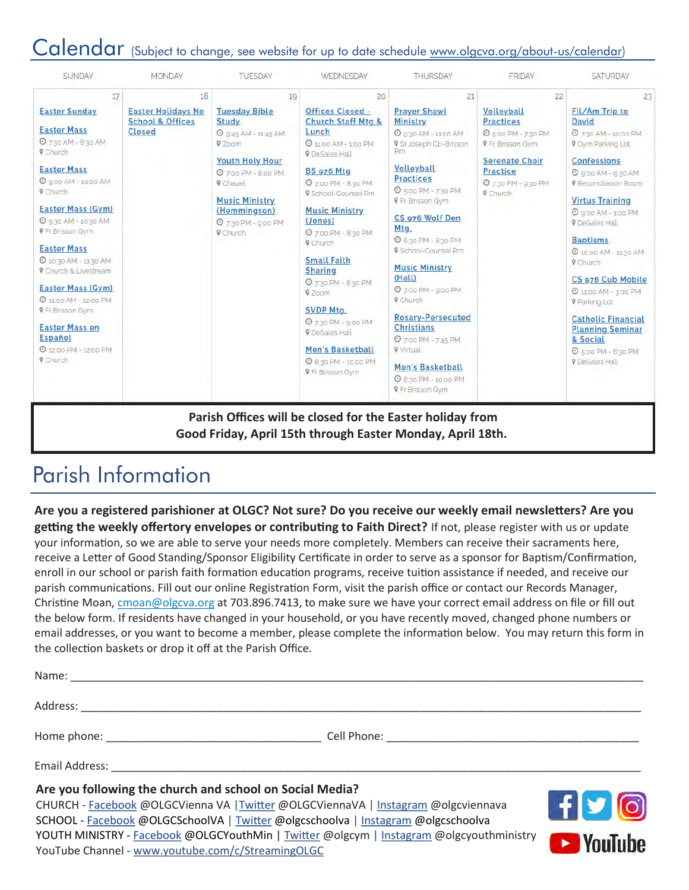# Calendar (Subject to change, see website for up to date schedule www.olgcva.org/about-us/calendar)

| SUNDAY | MONDAY | TUESDAY | WEDNESDAY | THURSDAY | FRIDAY | SATURDAY |
|---|---|---|---|---|---|---|
| 17 | 18 | 19 | 20 | 21 | 22 | 23 |
| **Easter Sunday**<br><br>**Easter Mass**<br>7:30 AM - 8:30 AM<br>Church<br><br>**Easter Mass**<br>9:00 AM - 10:00 AM<br>Church<br><br>**Easter Mass (Gym)**<br>9:30 AM - 10:30 AM<br>Fr Brisson Gym<br><br>**Easter Mass**<br>10:30 AM - 11:30 AM<br>Church & Livestream<br><br>**Easter Mass (Gym)**<br>11:00 AM - 12:00 PM<br>Fr Brisson Gym<br><br>**Easter Mass en Español**<br>12:00 PM - 12:00 PM<br>Church | **Easter Holidays No School & Offices Closed** | **Tuesday Bible Study**<br>9:45 AM - 11:45 AM<br>Zoom<br><br>**Youth Holy Hour**<br>7:00 PM - 8:00 PM<br>Chapel<br><br>**Music Ministry (Hemmingson)**<br>7:30 PM - 9:00 PM<br>Church | **Offices Closed - Church Staff Mtg & Lunch**<br>11:00 AM - 1:00 PM<br>DeSales Hall<br><br>**BS 976 Mtg**<br>7:00 PM - 8:30 PM<br>School-Counsel Rm<br><br>**Music Ministry (Jones)**<br>7:00 PM - 8:30 PM<br>Church<br><br>**Small Faith Sharing**<br>7:30 PM - 8:30 PM<br>Zoom<br><br>**SVDP Mtg.**<br>7:30 PM - 9:00 PM<br>DeSales Hall<br><br>**Men's Basketball**<br>8:30 PM - 10:00 PM<br>Fr Brisson Gym | **Prayer Shawl Ministry**<br>9:30 AM - 11:00 AM<br>St Joseph Ctr-Brisson Rm<br><br>**Volleyball Practices**<br>5:00 PM - 7:30 PM<br>Fr. Brisson Gym<br><br>**CS 976 Wolf Den Mtg.**<br>6:30 PM - 8:30 PM<br>School-Counsel Rm<br><br>**Music Ministry (Hall)**<br>7:00 PM - 9:00 PM<br>Church<br><br>**Rosary-Persecuted Christians**<br>7:00 PM - 7:45 PM<br>Virtual<br><br>**Men's Basketball**<br>8:30 PM - 10:00 PM<br>Fr Brisson Gym | **Volleyball Practices**<br>5:00 PM - 7:30 PM<br>Fr Brisson Gym<br><br>**Serenate Choir Practice**<br>7:30 PM - 9:30 PM<br>Church | **Fil/Am Trip to David**<br>7:30 AM - 10:00 PM<br>Gym Parking Lot<br><br>**Confessions**<br>9:00 AM - 9:30 AM<br>Reconciliation Room<br><br>**Virtus Training**<br>9:00 AM - 1:00 PM<br>DeSales Hall<br><br>**Baptisms**<br>10:00 AM - 11:30 AM<br>Church<br><br>**CS 976 Cub Mobile**<br>11:00 AM - 3:00 PM<br>Parking Lot<br><br>**Catholic Financial Planning Seminar & Social**<br>5:00 PM - 6:30 PM<br>DeSales Hall |

**Parish Offices will be closed for the Easter holiday from Good Friday, April 15th through Easter Monday, April 18th.**

# Parish Information

**Are you a registered parishioner at OLGC? Not sure? Do you receive our weekly email newsletters? Are you getting the weekly offertory envelopes or contributing to Faith Direct?** If not, please register with us or update your information, so we are able to serve your needs more completely. Members can receive their sacraments here, receive a Letter of Good Standing/Sponsor Eligibility Certificate in order to serve as a sponsor for Baptism/Confirmation, enroll in our school or parish faith formation education programs, receive tuition assistance if needed, and receive our parish communications. Fill out our online Registration Form, visit the parish office or contact our Records Manager, Christine Moan, cmoan@olgcva.org at 703.896.7413, to make sure we have your correct email address on file or fill out the below form. If residents have changed in your household, or you have recently moved, changed phone numbers or email addresses, or you want to become a member, please complete the information below. You may return this form in the collection baskets or drop it off at the Parish Office.

Name: ____________________________________________

Address: ____________________________________________

Home phone: ______________________ Cell Phone: ______________________

Email Address: ____________________________________________

**Are you following the church and school on Social Media?**

CHURCH - Facebook @OLGCVienna VA | Twitter @OLGCViennaVA | Instagram @olgcviennava
SCHOOL - Facebook @OLGCSchoolVA | Twitter @olgcschoolva | Instagram @olgcschoolva
YOUTH MINISTRY - Facebook @OLGCYouthMin | Twitter @olgcym | Instagram @olgcyouthministry
YouTube Channel - www.youtube.com/c/StreamingOLGC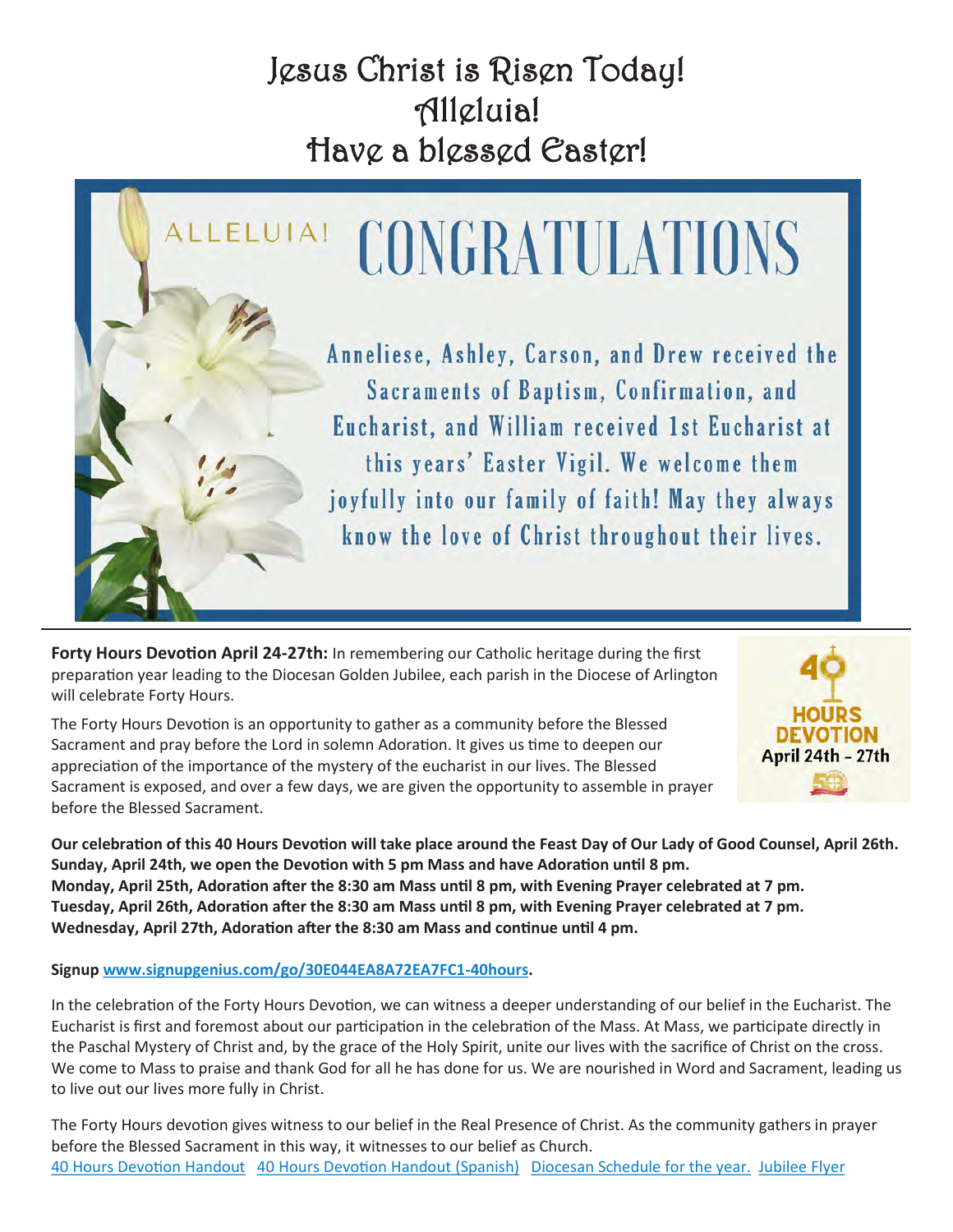# Jesus Christ is Risen Today!
# Alleluia!
# Have a blessed Easter!

ALLELUIA! **CONGRATULATIONS**

Anneliese, Ashley, Carson, and Drew received the Sacraments of Baptism, Confirmation, and Eucharist, and William received 1st Eucharist at this years' Easter Vigil. We welcome them joyfully into our family of faith! May they always know the love of Christ throughout their lives.

---

**Forty Hours Devotion April 24-27th:** In remembering our Catholic heritage during the first preparation year leading to the Diocesan Golden Jubilee, each parish in the Diocese of Arlington will celebrate Forty Hours.

40 HOURS DEVOTION April 24th - 27th

The Forty Hours Devotion is an opportunity to gather as a community before the Blessed Sacrament and pray before the Lord in solemn Adoration. It gives us time to deepen our appreciation of the importance of the mystery of the eucharist in our lives. The Blessed Sacrament is exposed, and over a few days, we are given the opportunity to assemble in prayer before the Blessed Sacrament.

**Our celebration of this 40 Hours Devotion will take place around the Feast Day of Our Lady of Good Counsel, April 26th.**
**Sunday, April 24th, we open the Devotion with 5 pm Mass and have Adoration until 8 pm.**
**Monday, April 25th, Adoration after the 8:30 am Mass until 8 pm, with Evening Prayer celebrated at 7 pm.**
**Tuesday, April 26th, Adoration after the 8:30 am Mass until 8 pm, with Evening Prayer celebrated at 7 pm.**
**Wednesday, April 27th, Adoration after the 8:30 am Mass and continue until 4 pm.**

**Signup [www.signupgenius.com/go/30E044EA8A72EA7FC1-40hours](www.signupgenius.com/go/30E044EA8A72EA7FC1-40hours).**

In the celebration of the Forty Hours Devotion, we can witness a deeper understanding of our belief in the Eucharist. The Eucharist is first and foremost about our participation in the celebration of the Mass. At Mass, we participate directly in the Paschal Mystery of Christ and, by the grace of the Holy Spirit, unite our lives with the sacrifice of Christ on the cross. We come to Mass to praise and thank God for all he has done for us. We are nourished in Word and Sacrament, leading us to live out our lives more fully in Christ.

The Forty Hours devotion gives witness to our belief in the Real Presence of Christ. As the community gathers in prayer before the Blessed Sacrament in this way, it witnesses to our belief as Church.

40 Hours Devotion Handout   40 Hours Devotion Handout (Spanish)   Diocesan Schedule for the year.   Jubilee Flyer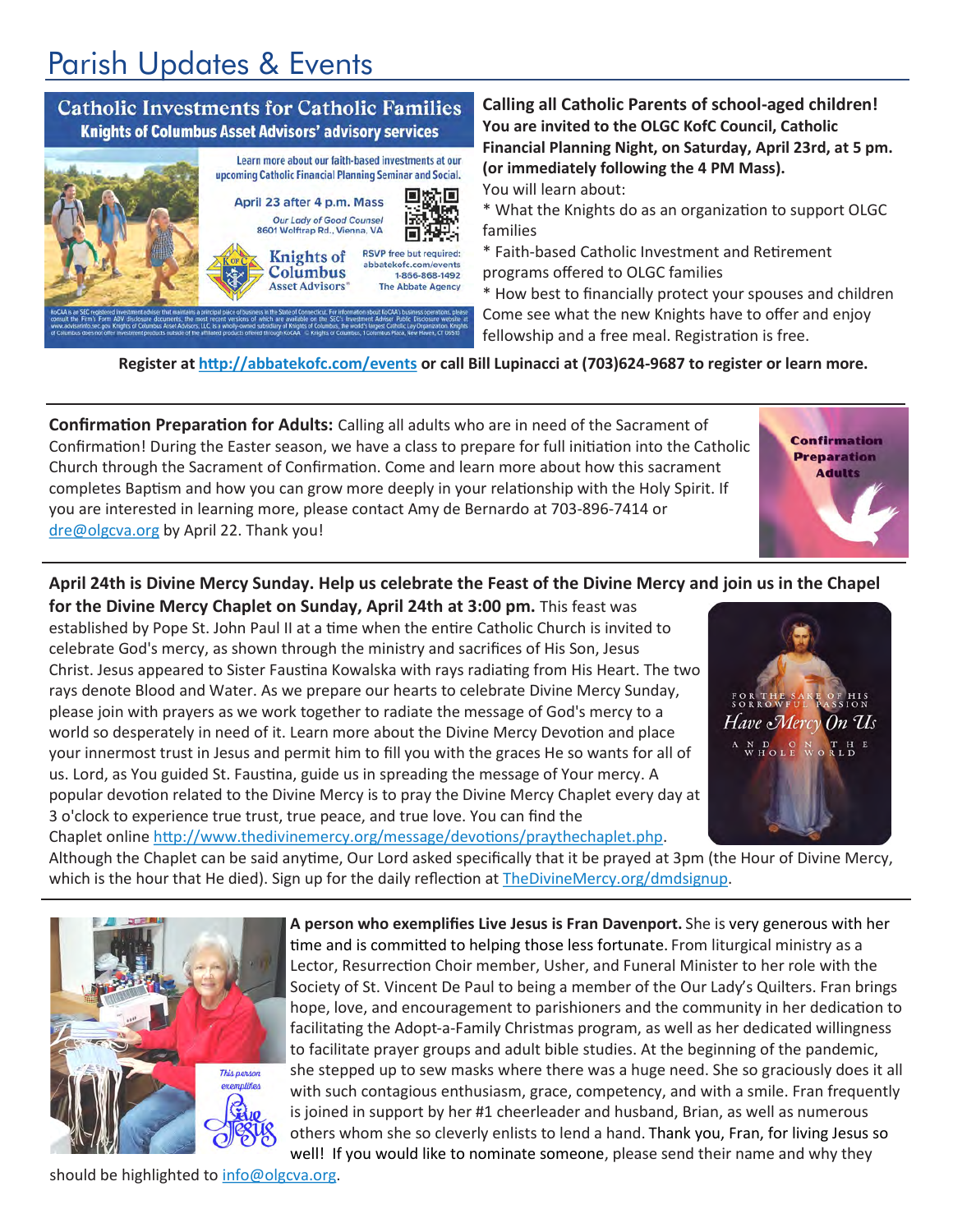# Parish Updates & Events

**Catholic Investments for Catholic Families**
**Knights of Columbus Asset Advisors' advisory services**

Learn more about our faith-based investments at our upcoming Catholic Financial Planning Seminar and Social.

April 23 after 4 p.m. Mass
Our Lady of Good Counsel
8601 Wolftrap Rd., Vienna, VA

Knights of Columbus Asset Advisors

RSVP free but required:
abbatekofc.com/events
1-866-868-1492
The Abbate Agency

**Calling all Catholic Parents of school-aged children! You are invited to the OLGC KofC Council, Catholic Financial Planning Night, on Saturday, April 23rd, at 5 pm. (or immediately following the 4 PM Mass).**

You will learn about:

* What the Knights do as an organization to support OLGC families
* Faith-based Catholic Investment and Retirement programs offered to OLGC families
* How best to financially protect your spouses and children

Come see what the new Knights have to offer and enjoy fellowship and a free meal. Registration is free.

**Register at http://abbatekofc.com/events or call Bill Lupinacci at (703)624-9687 to register or learn more.**

---

**Confirmation Preparation for Adults:** Calling all adults who are in need of the Sacrament of Confirmation! During the Easter season, we have a class to prepare for full initiation into the Catholic Church through the Sacrament of Confirmation. Come and learn more about how this sacrament completes Baptism and how you can grow more deeply in your relationship with the Holy Spirit. If you are interested in learning more, please contact Amy de Bernardo at 703-896-7414 or dre@olgcva.org by April 22. Thank you!

---

**April 24th is Divine Mercy Sunday. Help us celebrate the Feast of the Divine Mercy and join us in the Chapel for the Divine Mercy Chaplet on Sunday, April 24th at 3:00 pm.** This feast was established by Pope St. John Paul II at a time when the entire Catholic Church is invited to celebrate God's mercy, as shown through the ministry and sacrifices of His Son, Jesus Christ. Jesus appeared to Sister Faustina Kowalska with rays radiating from His Heart. The two rays denote Blood and Water. As we prepare our hearts to celebrate Divine Mercy Sunday, please join with prayers as we work together to radiate the message of God's mercy to a world so desperately in need of it. Learn more about the Divine Mercy Devotion and place your innermost trust in Jesus and permit him to fill you with the graces He so wants for all of us. Lord, as You guided St. Faustina, guide us in spreading the message of Your mercy. A popular devotion related to the Divine Mercy is to pray the Divine Mercy Chaplet every day at 3 o'clock to experience true trust, true peace, and true love. You can find the Chaplet online http://www.thedivinemercy.org/message/devotions/praythechaplet.php. Although the Chaplet can be said anytime, Our Lord asked specifically that it be prayed at 3pm (the Hour of Divine Mercy, which is the hour that He died). Sign up for the daily reflection at TheDivineMercy.org/dmdsignup.

---

**A person who exemplifies Live Jesus is Fran Davenport.** She is very generous with her time and is committed to helping those less fortunate. From liturgical ministry as a Lector, Resurrection Choir member, Usher, and Funeral Minister to her role with the Society of St. Vincent De Paul to being a member of the Our Lady's Quilters. Fran brings hope, love, and encouragement to parishioners and the community in her dedication to facilitating the Adopt-a-Family Christmas program, as well as her dedicated willingness to facilitate prayer groups and adult bible studies. At the beginning of the pandemic, she stepped up to sew masks where there was a huge need. She so graciously does it all with such contagious enthusiasm, grace, competency, and with a smile. Fran frequently is joined in support by her #1 cheerleader and husband, Brian, as well as numerous others whom she so cleverly enlists to lend a hand. Thank you, Fran, for living Jesus so well! If you would like to nominate someone, please send their name and why they should be highlighted to info@olgcva.org.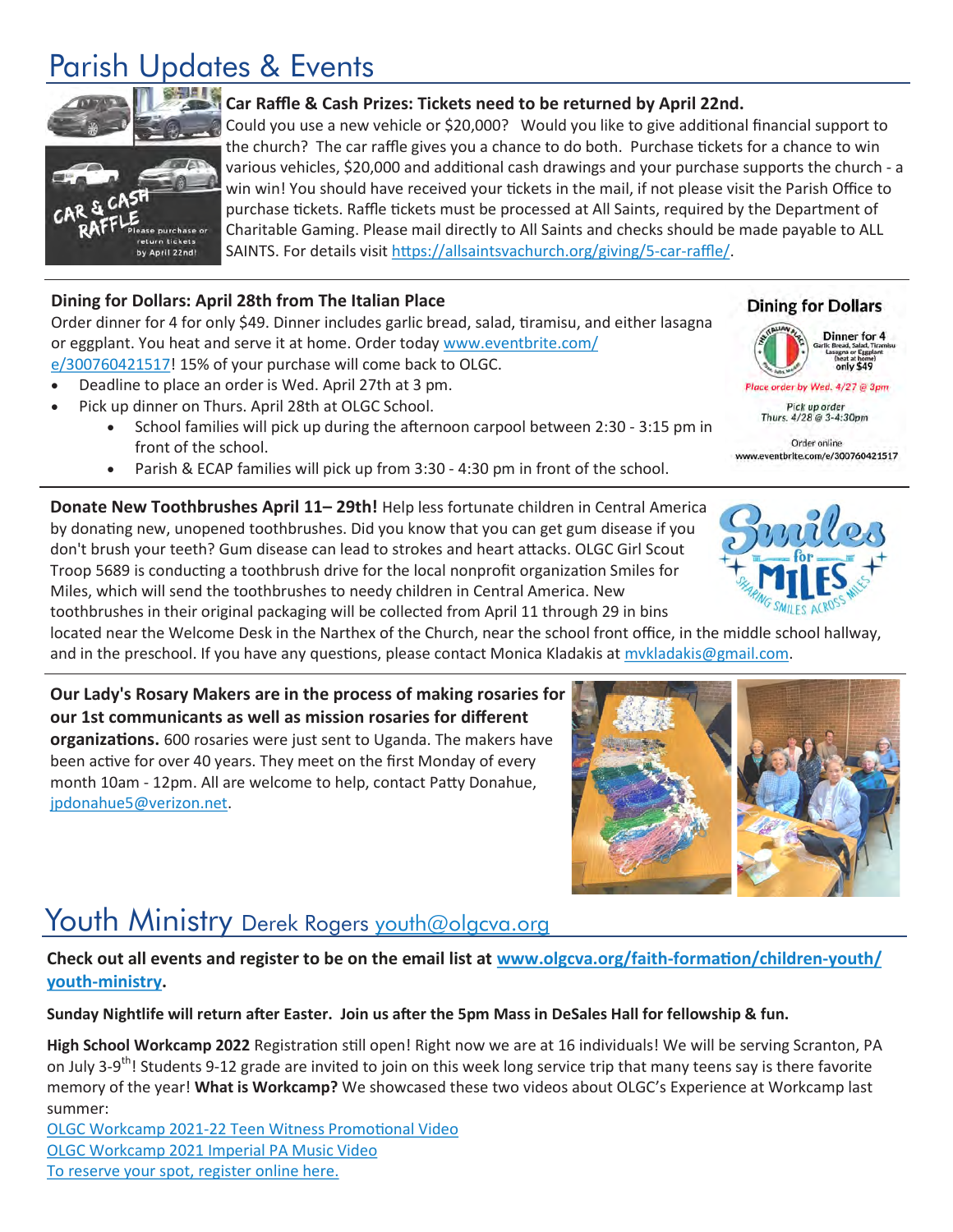# Parish Updates & Events

**Car Raffle & Cash Prizes: Tickets need to be returned by April 22nd.**
Could you use a new vehicle or $20,000? Would you like to give additional financial support to the church? The car raffle gives you a chance to do both. Purchase tickets for a chance to win various vehicles, $20,000 and additional cash drawings and your purchase supports the church - a win win! You should have received your tickets in the mail, if not please visit the Parish Office to purchase tickets. Raffle tickets must be processed at All Saints, required by the Department of Charitable Gaming. Please mail directly to All Saints and checks should be made payable to ALL SAINTS. For details visit https://allsaintsvachurch.org/giving/5-car-raffle/.

**Dining for Dollars: April 28th from The Italian Place**
Order dinner for 4 for only $49. Dinner includes garlic bread, salad, tiramisu, and either lasagna or eggplant. You heat and serve it at home. Order today www.eventbrite.com/e/300760421517! 15% of your purchase will come back to OLGC.

- Deadline to place an order is Wed. April 27th at 3 pm.
- Pick up dinner on Thurs. April 28th at OLGC School.
    - School families will pick up during the afternoon carpool between 2:30 - 3:15 pm in front of the school.
    - Parish & ECAP families will pick up from 3:30 - 4:30 pm in front of the school.

**Donate New Toothbrushes April 11– 29th!** Help less fortunate children in Central America by donating new, unopened toothbrushes. Did you know that you can get gum disease if you don't brush your teeth? Gum disease can lead to strokes and heart attacks. OLGC Girl Scout Troop 5689 is conducting a toothbrush drive for the local nonprofit organization Smiles for Miles, which will send the toothbrushes to needy children in Central America. New toothbrushes in their original packaging will be collected from April 11 through 29 in bins located near the Welcome Desk in the Narthex of the Church, near the school front office, in the middle school hallway, and in the preschool. If you have any questions, please contact Monica Kladakis at mvkladakis@gmail.com.

**Our Lady's Rosary Makers are in the process of making rosaries for our 1st communicants as well as mission rosaries for different organizations.** 600 rosaries were just sent to Uganda. The makers have been active for over 40 years. They meet on the first Monday of every month 10am - 12pm. All are welcome to help, contact Patty Donahue, jpdonahue5@verizon.net.

# Youth Ministry Derek Rogers youth@olgcva.org

**Check out all events and register to be on the email list at www.olgcva.org/faith-formation/children-youth/youth-ministry.**

**Sunday Nightlife will return after Easter. Join us after the 5pm Mass in DeSales Hall for fellowship & fun.**

**High School Workcamp 2022** Registration still open! Right now we are at 16 individuals! We will be serving Scranton, PA on July 3-9th! Students 9-12 grade are invited to join on this week long service trip that many teens say is there favorite memory of the year! **What is Workcamp?** We showcased these two videos about OLGC's Experience at Workcamp last summer:

OLGC Workcamp 2021-22 Teen Witness Promotional Video
OLGC Workcamp 2021 Imperial PA Music Video
To reserve your spot, register online here.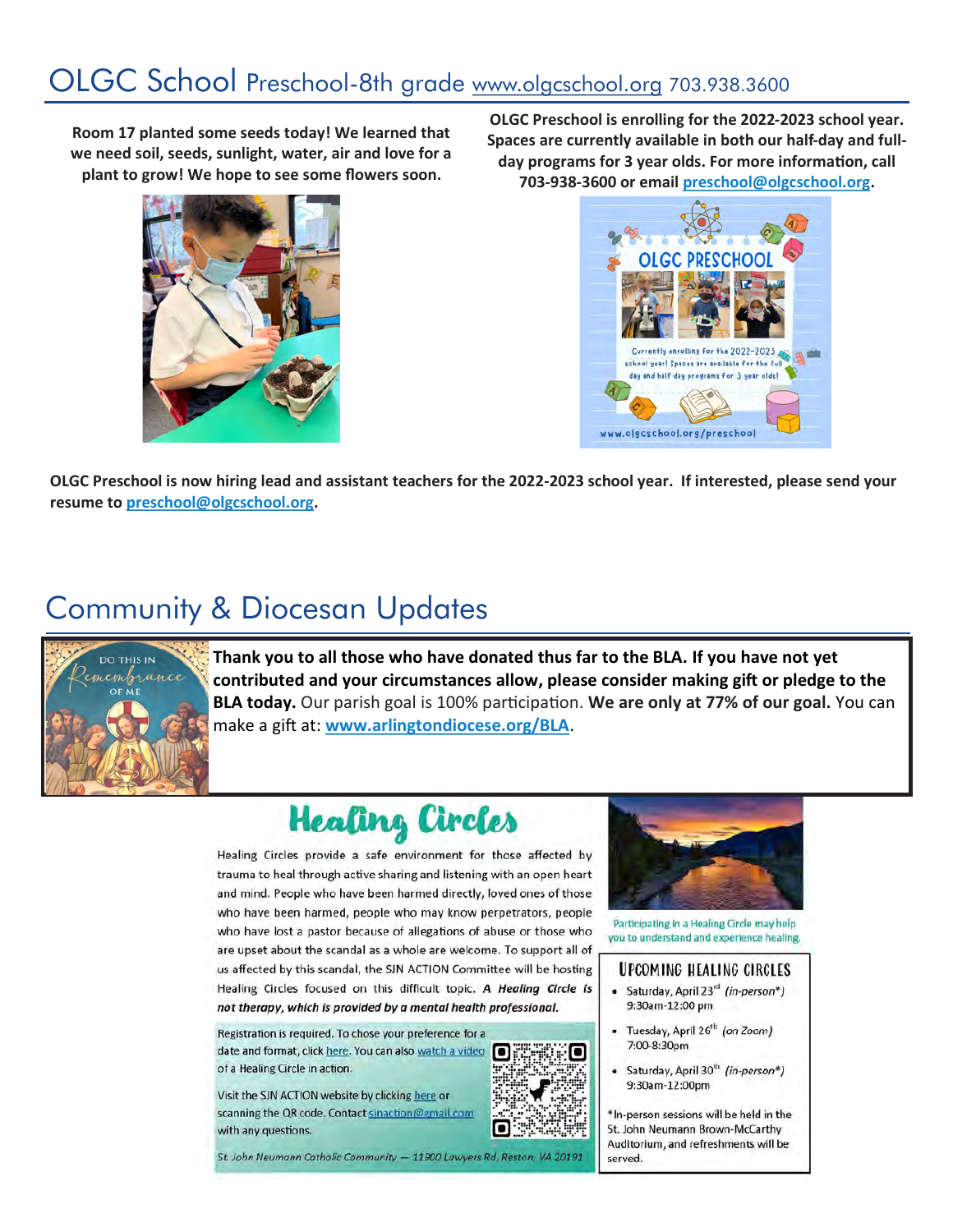# OLGC School Preschool-8th grade www.olgcschool.org 703.938.3600

**Room 17 planted some seeds today! We learned that we need soil, seeds, sunlight, water, air and love for a plant to grow! We hope to see some flowers soon.**

**OLGC Preschool is enrolling for the 2022-2023 school year. Spaces are currently available in both our half-day and full-day programs for 3 year olds. For more information, call 703-938-3600 or email preschool@olgcschool.org.**

OLGC PRESCHOOL

Currently enrolling for the 2022-2023 school year! Spaces are available for the full day and half day programs for 3 year olds!

www.olgcschool.org/preschool

**OLGC Preschool is now hiring lead and assistant teachers for the 2022-2023 school year. If interested, please send your resume to preschool@olgcschool.org.**

# Community & Diocesan Updates

DO THIS IN Remembrance OF ME

**Thank you to all those who have donated thus far to the BLA. If you have not yet contributed and your circumstances allow, please consider making gift or pledge to the BLA today.** Our parish goal is 100% participation. **We are only at 77% of our goal.** You can make a gift at: **www.arlingtondiocese.org/BLA**.

## Healing Circles

Healing Circles provide a safe environment for those affected by trauma to heal through active sharing and listening with an open heart and mind. People who have been harmed directly, loved ones of those who have been harmed, people who may know perpetrators, people who have lost a pastor because of allegations of abuse or those who are upset about the scandal as a whole are welcome. To support all of us affected by this scandal, the SJN ACTION Committee will be hosting Healing Circles focused on this difficult topic. ***A Healing Circle is not therapy, which is provided by a mental health professional.***

Registration is required. To chose your preference for a date and format, click here. You can also watch a video of a Healing Circle in action.

Visit the SJN ACTION website by clicking here or scanning the QR code. Contact sjnaction@gmail.com with any questions.

*St. John Neumann Catholic Community — 11900 Lawyers Rd, Reston, VA 20191*

Participating in a Healing Circle may help you to understand and experience healing.

### UPCOMING HEALING CIRCLES

- Saturday, April 23rd *(in-person\*)* 9:30am-12:00 pm
- Tuesday, April 26th *(on Zoom)* 7:00-8:30pm
- Saturday, April 30th *(in-person\*)* 9:30am-12:00pm

\*In-person sessions will be held in the St. John Neumann Brown-McCarthy Auditorium, and refreshments will be served.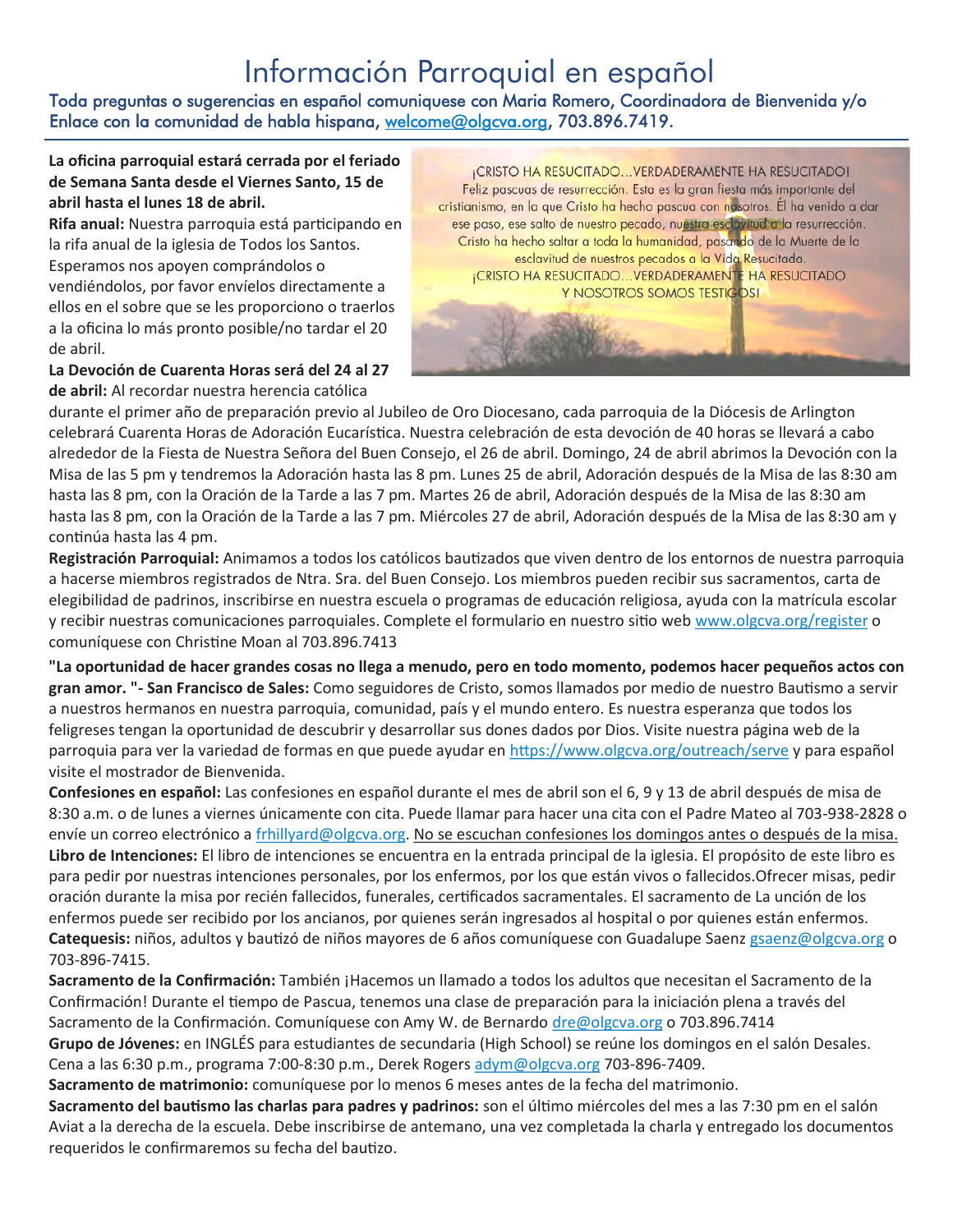# Información Parroquial en español

Toda preguntas o sugerencias en español comuniquese con Maria Romero, Coordinadora de Bienvenida y/o Enlace con la comunidad de habla hispana, welcome@olgcva.org, 703.896.7419.

**La oficina parroquial estará cerrada por el feriado de Semana Santa desde el Viernes Santo, 15 de abril hasta el lunes 18 de abril.**

¡CRISTO HA RESUCITADO...VERDADERAMENTE HA RESUCITADO! Feliz pascuas de resurrección. Esta es la gran fiesta más importante del cristianismo, en la que Cristo ha hecho pascua con nosotros. Él ha venido a dar ese paso, ese salto de nuestro pecado, nuestra esclavitud a la resurrección. Cristo ha hecho saltar a toda la humanidad, pasando de la Muerte de la esclavitud de nuestros pecados a la Vida Resucitada. ¡CRISTO HA RESUCITADO...VERDADERAMENTE HA RESUCITADO Y NOSOTROS SOMOS TESTIGOS!

**Rifa anual:** Nuestra parroquia está participando en la rifa anual de la iglesia de Todos los Santos. Esperamos nos apoyen comprándolos o vendiéndolos, por favor envíelos directamente a ellos en el sobre que se les proporciono o traerlos a la oficina lo más pronto posible/no tardar el 20 de abril.

**La Devoción de Cuarenta Horas será del 24 al 27 de abril:** Al recordar nuestra herencia católica durante el primer año de preparación previo al Jubileo de Oro Diocesano, cada parroquia de la Diócesis de Arlington celebrará Cuarenta Horas de Adoración Eucarística. Nuestra celebración de esta devoción de 40 horas se llevará a cabo alrededor de la Fiesta de Nuestra Señora del Buen Consejo, el 26 de abril. Domingo, 24 de abril abrimos la Devoción con la Misa de las 5 pm y tendremos la Adoración hasta las 8 pm. Lunes 25 de abril, Adoración después de la Misa de las 8:30 am hasta las 8 pm, con la Oración de la Tarde a las 7 pm. Martes 26 de abril, Adoración después de la Misa de las 8:30 am hasta las 8 pm, con la Oración de la Tarde a las 7 pm. Miércoles 27 de abril, Adoración después de la Misa de las 8:30 am y continúa hasta las 4 pm.

**Registración Parroquial:** Animamos a todos los católicos bautizados que viven dentro de los entornos de nuestra parroquia a hacerse miembros registrados de Ntra. Sra. del Buen Consejo. Los miembros pueden recibir sus sacramentos, carta de elegibilidad de padrinos, inscribirse en nuestra escuela o programas de educación religiosa, ayuda con la matrícula escolar y recibir nuestras comunicaciones parroquiales. Complete el formulario en nuestro sitio web www.olgcva.org/register o comuníquese con Christine Moan al 703.896.7413

**"La oportunidad de hacer grandes cosas no llega a menudo, pero en todo momento, podemos hacer pequeños actos con gran amor. "- San Francisco de Sales:** Como seguidores de Cristo, somos llamados por medio de nuestro Bautismo a servir a nuestros hermanos en nuestra parroquia, comunidad, país y el mundo entero. Es nuestra esperanza que todos los feligreses tengan la oportunidad de descubrir y desarrollar sus dones dados por Dios. Visite nuestra página web de la parroquia para ver la variedad de formas en que puede ayudar en https://www.olgcva.org/outreach/serve y para español visite el mostrador de Bienvenida.

**Confesiones en español:** Las confesiones en español durante el mes de abril son el 6, 9 y 13 de abril después de misa de 8:30 a.m. o de lunes a viernes únicamente con cita. Puede llamar para hacer una cita con el Padre Mateo al 703-938-2828 o envíe un correo electrónico a frhillyard@olgcva.org. No se escuchan confesiones los domingos antes o después de la misa.

**Libro de Intenciones:** El libro de intenciones se encuentra en la entrada principal de la iglesia. El propósito de este libro es para pedir por nuestras intenciones personales, por los enfermos, por los que están vivos o fallecidos.Ofrecer misas, pedir oración durante la misa por recién fallecidos, funerales, certificados sacramentales. El sacramento de La unción de los enfermos puede ser recibido por los ancianos, por quienes serán ingresados al hospital o por quienes están enfermos.

**Catequesis:** niños, adultos y bautizó de niños mayores de 6 años comuníquese con Guadalupe Saenz gsaenz@olgcva.org o 703-896-7415.

**Sacramento de la Confirmación:** También ¡Hacemos un llamado a todos los adultos que necesitan el Sacramento de la Confirmación! Durante el tiempo de Pascua, tenemos una clase de preparación para la iniciación plena a través del Sacramento de la Confirmación. Comuníquese con Amy W. de Bernardo dre@olgcva.org o 703.896.7414

**Grupo de Jóvenes:** en INGLÉS para estudiantes de secundaria (High School) se reúne los domingos en el salón Desales. Cena a las 6:30 p.m., programa 7:00-8:30 p.m., Derek Rogers adym@olgcva.org 703-896-7409.

**Sacramento de matrimonio:** comuníquese por lo menos 6 meses antes de la fecha del matrimonio.

**Sacramento del bautismo las charlas para padres y padrinos:** son el último miércoles del mes a las 7:30 pm en el salón Aviat a la derecha de la escuela. Debe inscribirse de antemano, una vez completada la charla y entregado los documentos requeridos le confirmaremos su fecha del bautizo.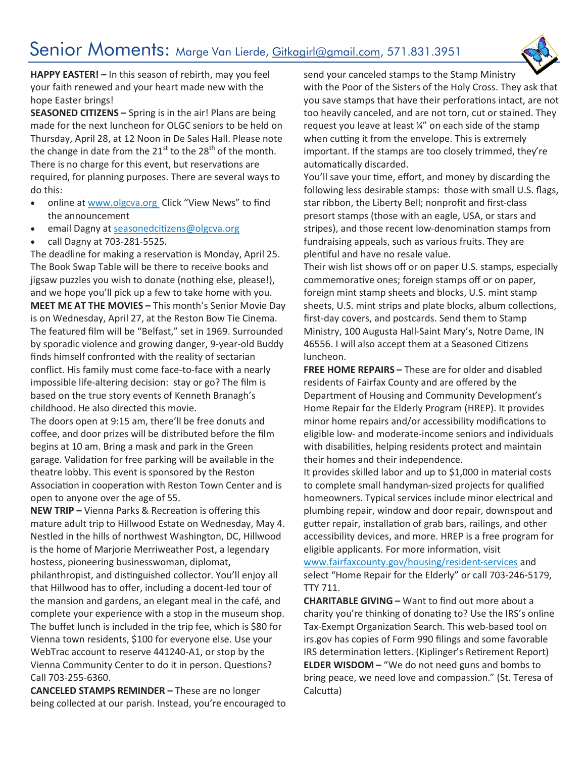# Senior Moments: Marge Van Lierde, Gitkagirl@gmail.com, 571.831.3951

**HAPPY EASTER! –** In this season of rebirth, may you feel your faith renewed and your heart made new with the hope Easter brings!

**SEASONED CITIZENS –** Spring is in the air! Plans are being made for the next luncheon for OLGC seniors to be held on Thursday, April 28, at 12 Noon in De Sales Hall. Please note the change in date from the 21st to the 28th of the month. There is no charge for this event, but reservations are required, for planning purposes. There are several ways to do this:

- online at www.olgcva.org Click "View News" to find the announcement
- email Dagny at seasonedcitizens@olgcva.org
- call Dagny at 703-281-5525.

The deadline for making a reservation is Monday, April 25. The Book Swap Table will be there to receive books and jigsaw puzzles you wish to donate (nothing else, please!), and we hope you'll pick up a few to take home with you.

**MEET ME AT THE MOVIES –** This month's Senior Movie Day is on Wednesday, April 27, at the Reston Bow Tie Cinema. The featured film will be "Belfast," set in 1969. Surrounded by sporadic violence and growing danger, 9-year-old Buddy finds himself confronted with the reality of sectarian conflict. His family must come face-to-face with a nearly impossible life-altering decision: stay or go? The film is based on the true story events of Kenneth Branagh's childhood. He also directed this movie.

The doors open at 9:15 am, there'll be free donuts and coffee, and door prizes will be distributed before the film begins at 10 am. Bring a mask and park in the Green garage. Validation for free parking will be available in the theatre lobby. This event is sponsored by the Reston Association in cooperation with Reston Town Center and is open to anyone over the age of 55.

**NEW TRIP –** Vienna Parks & Recreation is offering this mature adult trip to Hillwood Estate on Wednesday, May 4. Nestled in the hills of northwest Washington, DC, Hillwood is the home of Marjorie Merriweather Post, a legendary hostess, pioneering businesswoman, diplomat, philanthropist, and distinguished collector. You'll enjoy all that Hillwood has to offer, including a docent-led tour of the mansion and gardens, an elegant meal in the café, and complete your experience with a stop in the museum shop. The buffet lunch is included in the trip fee, which is $80 for Vienna town residents, $100 for everyone else. Use your WebTrac account to reserve 441240-A1, or stop by the Vienna Community Center to do it in person. Questions? Call 703-255-6360.

**CANCELED STAMPS REMINDER –** These are no longer being collected at our parish. Instead, you're encouraged to send your canceled stamps to the Stamp Ministry with the Poor of the Sisters of the Holy Cross. They ask that you save stamps that have their perforations intact, are not too heavily canceled, and are not torn, cut or stained. They request you leave at least ¼" on each side of the stamp when cutting it from the envelope. This is extremely important. If the stamps are too closely trimmed, they're automatically discarded.

You'll save your time, effort, and money by discarding the following less desirable stamps: those with small U.S. flags, star ribbon, the Liberty Bell; nonprofit and first-class presort stamps (those with an eagle, USA, or stars and stripes), and those recent low-denomination stamps from fundraising appeals, such as various fruits. They are plentiful and have no resale value.

Their wish list shows off or on paper U.S. stamps, especially commemorative ones; foreign stamps off or on paper, foreign mint stamp sheets and blocks, U.S. mint stamp sheets, U.S. mint strips and plate blocks, album collections, first-day covers, and postcards. Send them to Stamp Ministry, 100 Augusta Hall-Saint Mary's, Notre Dame, IN 46556. I will also accept them at a Seasoned Citizens luncheon.

**FREE HOME REPAIRS –** These are for older and disabled residents of Fairfax County and are offered by the Department of Housing and Community Development's Home Repair for the Elderly Program (HREP). It provides minor home repairs and/or accessibility modifications to eligible low- and moderate-income seniors and individuals with disabilities, helping residents protect and maintain their homes and their independence.

It provides skilled labor and up to $1,000 in material costs to complete small handyman-sized projects for qualified homeowners. Typical services include minor electrical and plumbing repair, window and door repair, downspout and gutter repair, installation of grab bars, railings, and other accessibility devices, and more. HREP is a free program for eligible applicants. For more information, visit www.fairfaxcounty.gov/housing/resident-services and select "Home Repair for the Elderly" or call 703-246-5179, TTY 711.

**CHARITABLE GIVING –** Want to find out more about a charity you're thinking of donating to? Use the IRS's online Tax-Exempt Organization Search. This web-based tool on irs.gov has copies of Form 990 filings and some favorable IRS determination letters. (Kiplinger's Retirement Report)

**ELDER WISDOM –** "We do not need guns and bombs to bring peace, we need love and compassion." (St. Teresa of Calcutta)